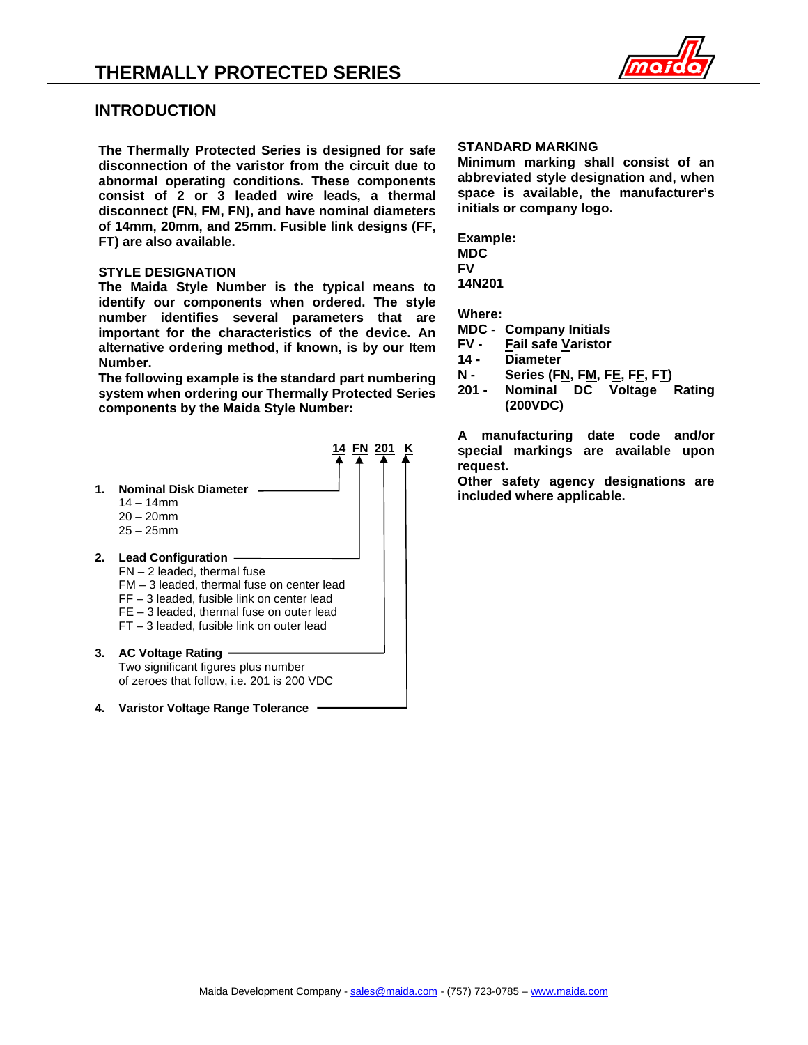# THERMALLY PROTECTED SERIES

## INTRODUCTION

**The Thermally Protected Series is designed for safe disconnection of the varistor from the circuit due to abnormal operating conditions. These components consist of 2 or 3 leaded wire leads, a thermal disconnect (FN, FM, FN), and have nominal diameters of 14mm, 20mm, and 25mm. Fusible link designs (FF, FT) are also available.**

### STYLE DESIGNATION

**The Maida Style Number is the typical means to identify our components when ordered. The style number identifies several parameters that are important for the characteristics of the device. An alternative ordering method, if known, is by our Item Number.**

**The following example is the standard part numbering system when ordering our Thermally Protected Series components by the Maida Style Number:**

**14 FN 201 K**

1. **Nominal Disk Diameter**
   - 14 – 14mm
   - 20 – 20mm
   - 25 – 25mm
2. **Lead Configuration**
   - FN – 2 leaded, thermal fuse
   - FM – 3 leaded, thermal fuse on center lead
   - FF – 3 leaded, fusible link on center lead
   - FE – 3 leaded, thermal fuse on outer lead
   - FT – 3 leaded, fusible link on outer lead
3. **AC Voltage Rating**
   Two significant figures plus number of zeroes that follow, i.e. 201 is 200 VDC
4. **Varistor Voltage Range Tolerance**

### STANDARD MARKING

**Minimum marking shall consist of an abbreviated style designation and, when space is available, the manufacturer's initials or company logo.**

**Example:**
**MDC**
**FV**
**14N201**

**Where:**

- **MDC -** **Company Initials**
- **FV -** **Fail safe Varistor**
- **14 -** **Diameter**
- **N -** **Series (FN, FM, FE, FF, FT)**
- **201 -** **Nominal DC Voltage Rating (200VDC)**

**A manufacturing date code and/or special markings are available upon request.**
**Other safety agency designations are included where applicable.**

Maida Development Company - sales@maida.com - (757) 723-0785 – www.maida.com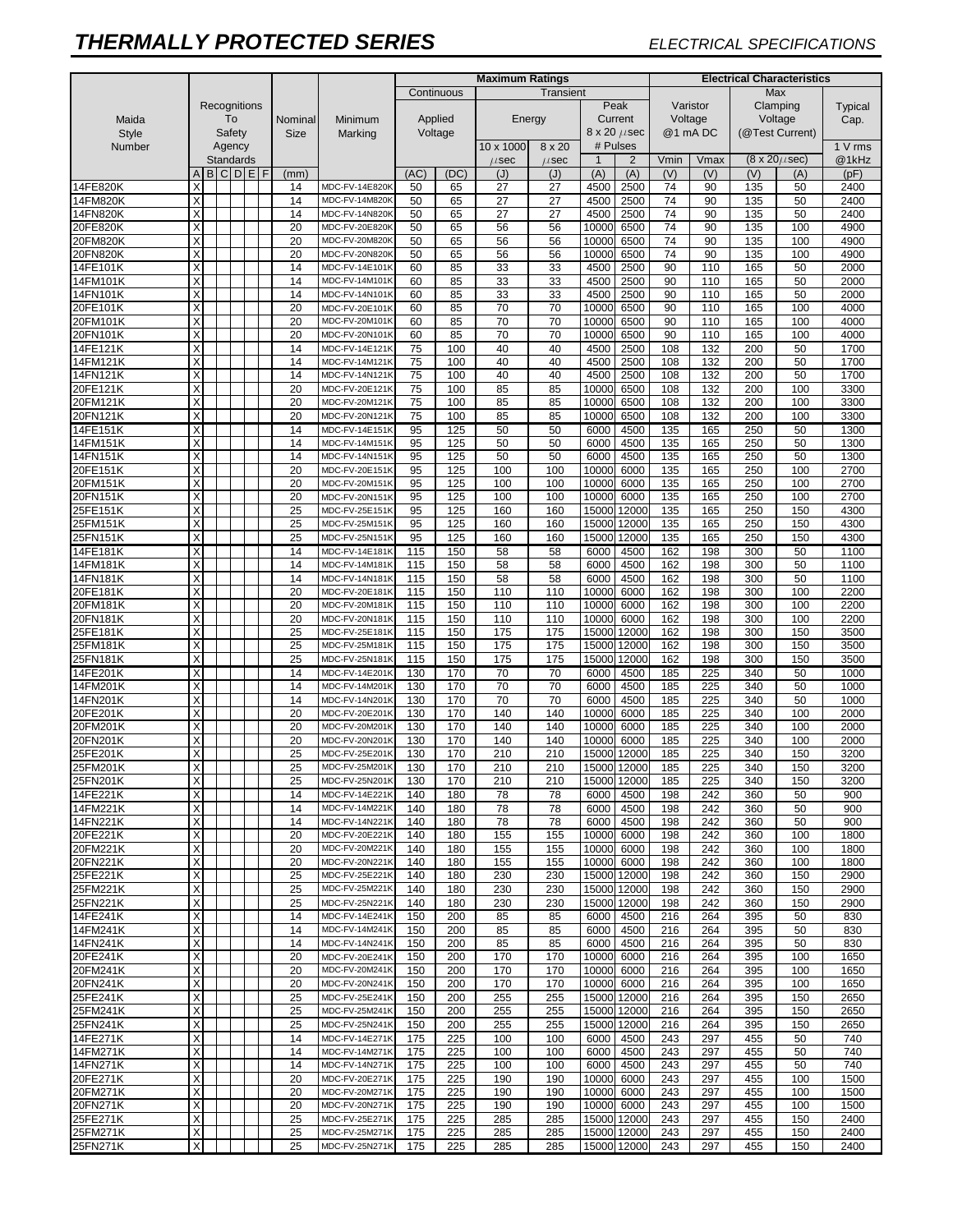# THERMALLY PROTECTED SERIES

*ELECTRICAL SPECIFICATIONS*

| Maida Style Number | Recognitions To Safety Agency Standards | | | | | | Nominal Size | Minimum Marking | Maximum Ratings | | | | | | Electrical Characteristics | | | | |
|---|---|---|---|---|---|---|---|---|---|---|---|---|---|---|---|---|---|---|---|
| | | | | | | | | | Continuous | | Transient | | | | | | | | |
| | | | | | | | | | Applied Voltage | | Energy | | Peak Current 8 x 20 μsec # Pulses | | Varistor Voltage @1 mA DC | | Max Clamping Voltage (@Test Current) | | Typical Cap. |
| | | | | | | | | | | | 10 x 1000 μsec | 8 x 20 μsec | 1 | 2 | Vmin | Vmax | (8 x 20 μsec) | | 1 V rms @1kHz |
| | A | B | C | D | E | F | (mm) | | (AC) | (DC) | (J) | (J) | (A) | (A) | (V) | (V) | (V) | (A) | (pF) |
| 14FE820K | X | | | | | | 14 | MDC-FV-14E820K | 50 | 65 | 27 | 27 | 4500 | 2500 | 74 | 90 | 135 | 50 | 2400 |
| 14FM820K | X | | | | | | 14 | MDC-FV-14M820K | 50 | 65 | 27 | 27 | 4500 | 2500 | 74 | 90 | 135 | 50 | 2400 |
| 14FN820K | X | | | | | | 14 | MDC-FV-14N820K | 50 | 65 | 27 | 27 | 4500 | 2500 | 74 | 90 | 135 | 50 | 2400 |
| 20FE820K | X | | | | | | 20 | MDC-FV-20E820K | 50 | 65 | 56 | 56 | 10000 | 6500 | 74 | 90 | 135 | 100 | 4900 |
| 20FM820K | X | | | | | | 20 | MDC-FV-20M820K | 50 | 65 | 56 | 56 | 10000 | 6500 | 74 | 90 | 135 | 100 | 4900 |
| 20FN820K | X | | | | | | 20 | MDC-FV-20N820K | 50 | 65 | 56 | 56 | 10000 | 6500 | 74 | 90 | 135 | 100 | 4900 |
| 14FE101K | X | | | | | | 14 | MDC-FV-14E101K | 60 | 85 | 33 | 33 | 4500 | 2500 | 90 | 110 | 165 | 50 | 2000 |
| 14FM101K | X | | | | | | 14 | MDC-FV-14M101K | 60 | 85 | 33 | 33 | 4500 | 2500 | 90 | 110 | 165 | 50 | 2000 |
| 14FN101K | X | | | | | | 14 | MDC-FV-14N101K | 60 | 85 | 33 | 33 | 4500 | 2500 | 90 | 110 | 165 | 50 | 2000 |
| 20FE101K | X | | | | | | 20 | MDC-FV-20E101K | 60 | 85 | 70 | 70 | 10000 | 6500 | 90 | 110 | 165 | 100 | 4000 |
| 20FM101K | X | | | | | | 20 | MDC-FV-20M101K | 60 | 85 | 70 | 70 | 10000 | 6500 | 90 | 110 | 165 | 100 | 4000 |
| 20FN101K | X | | | | | | 20 | MDC-FV-20N101K | 60 | 85 | 70 | 70 | 10000 | 6500 | 90 | 110 | 165 | 100 | 4000 |
| 14FE121K | X | | | | | | 14 | MDC-FV-14E121K | 75 | 100 | 40 | 40 | 4500 | 2500 | 108 | 132 | 200 | 50 | 1700 |
| 14FM121K | X | | | | | | 14 | MDC-FV-14M121K | 75 | 100 | 40 | 40 | 4500 | 2500 | 108 | 132 | 200 | 50 | 1700 |
| 14FN121K | X | | | | | | 14 | MDC-FV-14N121K | 75 | 100 | 40 | 40 | 4500 | 2500 | 108 | 132 | 200 | 50 | 1700 |
| 20FE121K | X | | | | | | 20 | MDC-FV-20E121K | 75 | 100 | 85 | 85 | 10000 | 6500 | 108 | 132 | 200 | 100 | 3300 |
| 20FM121K | X | | | | | | 20 | MDC-FV-20M121K | 75 | 100 | 85 | 85 | 10000 | 6500 | 108 | 132 | 200 | 100 | 3300 |
| 20FN121K | X | | | | | | 20 | MDC-FV-20N121K | 75 | 100 | 85 | 85 | 10000 | 6500 | 108 | 132 | 200 | 100 | 3300 |
| 14FE151K | X | | | | | | 14 | MDC-FV-14E151K | 95 | 125 | 50 | 50 | 6000 | 4500 | 135 | 165 | 250 | 50 | 1300 |
| 14FM151K | X | | | | | | 14 | MDC-FV-14M151K | 95 | 125 | 50 | 50 | 6000 | 4500 | 135 | 165 | 250 | 50 | 1300 |
| 14FN151K | X | | | | | | 14 | MDC-FV-14N151K | 95 | 125 | 50 | 50 | 6000 | 4500 | 135 | 165 | 250 | 50 | 1300 |
| 20FE151K | X | | | | | | 20 | MDC-FV-20E151K | 95 | 125 | 100 | 100 | 10000 | 6000 | 135 | 165 | 250 | 100 | 2700 |
| 20FM151K | X | | | | | | 20 | MDC-FV-20M151K | 95 | 125 | 100 | 100 | 10000 | 6000 | 135 | 165 | 250 | 100 | 2700 |
| 20FN151K | X | | | | | | 20 | MDC-FV-20N151K | 95 | 125 | 100 | 100 | 10000 | 6000 | 135 | 165 | 250 | 100 | 2700 |
| 25FE151K | X | | | | | | 25 | MDC-FV-25E151K | 95 | 125 | 160 | 160 | 15000 | 12000 | 135 | 165 | 250 | 150 | 4300 |
| 25FM151K | X | | | | | | 25 | MDC-FV-25M151K | 95 | 125 | 160 | 160 | 15000 | 12000 | 135 | 165 | 250 | 150 | 4300 |
| 25FN151K | X | | | | | | 25 | MDC-FV-25N151K | 95 | 125 | 160 | 160 | 15000 | 12000 | 135 | 165 | 250 | 150 | 4300 |
| 14FE181K | X | | | | | | 14 | MDC-FV-14E181K | 115 | 150 | 58 | 58 | 6000 | 4500 | 162 | 198 | 300 | 50 | 1100 |
| 14FM181K | X | | | | | | 14 | MDC-FV-14M181K | 115 | 150 | 58 | 58 | 6000 | 4500 | 162 | 198 | 300 | 50 | 1100 |
| 14FN181K | X | | | | | | 14 | MDC-FV-14N181K | 115 | 150 | 58 | 58 | 6000 | 4500 | 162 | 198 | 300 | 50 | 1100 |
| 20FE181K | X | | | | | | 20 | MDC-FV-20E181K | 115 | 150 | 110 | 110 | 10000 | 6000 | 162 | 198 | 300 | 100 | 2200 |
| 20FM181K | X | | | | | | 20 | MDC-FV-20M181K | 115 | 150 | 110 | 110 | 10000 | 6000 | 162 | 198 | 300 | 100 | 2200 |
| 20FN181K | X | | | | | | 20 | MDC-FV-20N181K | 115 | 150 | 110 | 110 | 10000 | 6000 | 162 | 198 | 300 | 100 | 2200 |
| 25FE181K | X | | | | | | 25 | MDC-FV-25E181K | 115 | 150 | 175 | 175 | 15000 | 12000 | 162 | 198 | 300 | 150 | 3500 |
| 25FM181K | X | | | | | | 25 | MDC-FV-25M181K | 115 | 150 | 175 | 175 | 15000 | 12000 | 162 | 198 | 300 | 150 | 3500 |
| 25FN181K | X | | | | | | 25 | MDC-FV-25N181K | 115 | 150 | 175 | 175 | 15000 | 12000 | 162 | 198 | 300 | 150 | 3500 |
| 14FE201K | X | | | | | | 14 | MDC-FV-14E201K | 130 | 170 | 70 | 70 | 6000 | 4500 | 185 | 225 | 340 | 50 | 1000 |
| 14FM201K | X | | | | | | 14 | MDC-FV-14M201K | 130 | 170 | 70 | 70 | 6000 | 4500 | 185 | 225 | 340 | 50 | 1000 |
| 14FN201K | X | | | | | | 14 | MDC-FV-14N201K | 130 | 170 | 70 | 70 | 6000 | 4500 | 185 | 225 | 340 | 50 | 1000 |
| 20FE201K | X | | | | | | 20 | MDC-FV-20E201K | 130 | 170 | 140 | 140 | 10000 | 6000 | 185 | 225 | 340 | 100 | 2000 |
| 20FM201K | X | | | | | | 20 | MDC-FV-20M201K | 130 | 170 | 140 | 140 | 10000 | 6000 | 185 | 225 | 340 | 100 | 2000 |
| 20FN201K | X | | | | | | 20 | MDC-FV-20N201K | 130 | 170 | 140 | 140 | 10000 | 6000 | 185 | 225 | 340 | 100 | 2000 |
| 25FE201K | X | | | | | | 25 | MDC-FV-25E201K | 130 | 170 | 210 | 210 | 15000 | 12000 | 185 | 225 | 340 | 150 | 3200 |
| 25FM201K | X | | | | | | 25 | MDC-FV-25M201K | 130 | 170 | 210 | 210 | 15000 | 12000 | 185 | 225 | 340 | 150 | 3200 |
| 25FN201K | X | | | | | | 25 | MDC-FV-25N201K | 130 | 170 | 210 | 210 | 15000 | 12000 | 185 | 225 | 340 | 150 | 3200 |
| 14FE221K | X | | | | | | 14 | MDC-FV-14E221K | 140 | 180 | 78 | 78 | 6000 | 4500 | 198 | 242 | 360 | 50 | 900 |
| 14FM221K | X | | | | | | 14 | MDC-FV-14M221K | 140 | 180 | 78 | 78 | 6000 | 4500 | 198 | 242 | 360 | 50 | 900 |
| 14FN221K | X | | | | | | 14 | MDC-FV-14N221K | 140 | 180 | 78 | 78 | 6000 | 4500 | 198 | 242 | 360 | 50 | 900 |
| 20FE221K | X | | | | | | 20 | MDC-FV-20E221K | 140 | 180 | 155 | 155 | 10000 | 6000 | 198 | 242 | 360 | 100 | 1800 |
| 20FM221K | X | | | | | | 20 | MDC-FV-20M221K | 140 | 180 | 155 | 155 | 10000 | 6000 | 198 | 242 | 360 | 100 | 1800 |
| 20FN221K | X | | | | | | 20 | MDC-FV-20N221K | 140 | 180 | 155 | 155 | 10000 | 6000 | 198 | 242 | 360 | 100 | 1800 |
| 25FE221K | X | | | | | | 25 | MDC-FV-25E221K | 140 | 180 | 230 | 230 | 15000 | 12000 | 198 | 242 | 360 | 150 | 2900 |
| 25FM221K | X | | | | | | 25 | MDC-FV-25M221K | 140 | 180 | 230 | 230 | 15000 | 12000 | 198 | 242 | 360 | 150 | 2900 |
| 25FN221K | X | | | | | | 25 | MDC-FV-25N221K | 140 | 180 | 230 | 230 | 15000 | 12000 | 198 | 242 | 360 | 150 | 2900 |
| 14FE241K | X | | | | | | 14 | MDC-FV-14E241K | 150 | 200 | 85 | 85 | 6000 | 4500 | 216 | 264 | 395 | 50 | 830 |
| 14FM241K | X | | | | | | 14 | MDC-FV-14M241K | 150 | 200 | 85 | 85 | 6000 | 4500 | 216 | 264 | 395 | 50 | 830 |
| 14FN241K | X | | | | | | 14 | MDC-FV-14N241K | 150 | 200 | 85 | 85 | 6000 | 4500 | 216 | 264 | 395 | 50 | 830 |
| 20FE241K | X | | | | | | 20 | MDC-FV-20E241K | 150 | 200 | 170 | 170 | 10000 | 6000 | 216 | 264 | 395 | 100 | 1650 |
| 20FM241K | X | | | | | | 20 | MDC-FV-20M241K | 150 | 200 | 170 | 170 | 10000 | 6000 | 216 | 264 | 395 | 100 | 1650 |
| 20FN241K | X | | | | | | 20 | MDC-FV-20N241K | 150 | 200 | 170 | 170 | 10000 | 6000 | 216 | 264 | 395 | 100 | 1650 |
| 25FE241K | X | | | | | | 25 | MDC-FV-25E241K | 150 | 200 | 255 | 255 | 15000 | 12000 | 216 | 264 | 395 | 150 | 2650 |
| 25FM241K | X | | | | | | 25 | MDC-FV-25M241K | 150 | 200 | 255 | 255 | 15000 | 12000 | 216 | 264 | 395 | 150 | 2650 |
| 25FN241K | X | | | | | | 25 | MDC-FV-25N241K | 150 | 200 | 255 | 255 | 15000 | 12000 | 216 | 264 | 395 | 150 | 2650 |
| 14FE271K | X | | | | | | 14 | MDC-FV-14E271K | 175 | 225 | 100 | 100 | 6000 | 4500 | 243 | 297 | 455 | 50 | 740 |
| 14FM271K | X | | | | | | 14 | MDC-FV-14M271K | 175 | 225 | 100 | 100 | 6000 | 4500 | 243 | 297 | 455 | 50 | 740 |
| 14FN271K | X | | | | | | 14 | MDC-FV-14N271K | 175 | 225 | 100 | 100 | 6000 | 4500 | 243 | 297 | 455 | 50 | 740 |
| 20FE271K | X | | | | | | 20 | MDC-FV-20E271K | 175 | 225 | 190 | 190 | 10000 | 6000 | 243 | 297 | 455 | 100 | 1500 |
| 20FM271K | X | | | | | | 20 | MDC-FV-20M271K | 175 | 225 | 190 | 190 | 10000 | 6000 | 243 | 297 | 455 | 100 | 1500 |
| 20FN271K | X | | | | | | 20 | MDC-FV-20N271K | 175 | 225 | 190 | 190 | 10000 | 6000 | 243 | 297 | 455 | 100 | 1500 |
| 25FE271K | X | | | | | | 25 | MDC-FV-25E271K | 175 | 225 | 285 | 285 | 15000 | 12000 | 243 | 297 | 455 | 150 | 2400 |
| 25FM271K | X | | | | | | 25 | MDC-FV-25M271K | 175 | 225 | 285 | 285 | 15000 | 12000 | 243 | 297 | 455 | 150 | 2400 |
| 25FN271K | X | | | | | | 25 | MDC-FV-25N271K | 175 | 225 | 285 | 285 | 15000 | 12000 | 243 | 297 | 455 | 150 | 2400 |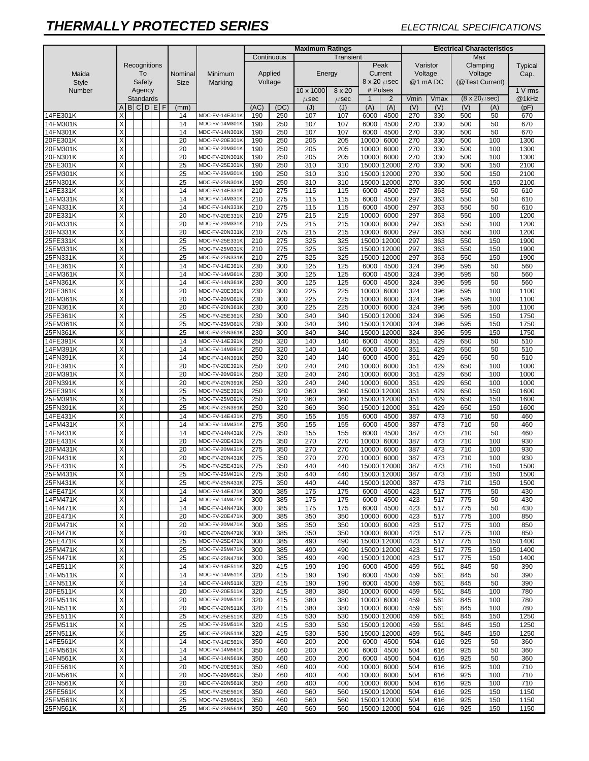# THERMALLY PROTECTED SERIES

*ELECTRICAL SPECIFICATIONS*

| Maida Style Number | Recognitions To Safety Agency Standards | | | | | | Nominal Size | Minimum Marking | Maximum Ratings | | | | | | Electrical Characteristics | | | | |
|---|---|---|---|---|---|---|---|---|---|---|---|---|---|---|---|---|---|---|---|
| | | | | | | | | | Continuous | | Transient | | | | Varistor Voltage @1 mA DC | | Max Clamping Voltage (@Test Current) | | Typical Cap. |
| | | | | | | | | | Applied Voltage | | Energy | | Peak Current 8 x 20 μsec # Pulses | | | | (8 x 20 μsec) | | 1 V rms @1kHz |
| | | | | | | | | | | | 10 x 1000 μsec | 8 x 20 μsec | 1 | 2 | Vmin | Vmax | | | |
| | A | B | C | D | E | F | (mm) | | (AC) | (DC) | (J) | (J) | (A) | (A) | (V) | (V) | (V) | (A) | (pF) |
| 14FE301K | X | | | | | | 14 | MDC-FV-14E301K | 190 | 250 | 107 | 107 | 6000 | 4500 | 270 | 330 | 500 | 50 | 670 |
| 14FM301K | X | | | | | | 14 | MDC-FV-14M301K | 190 | 250 | 107 | 107 | 6000 | 4500 | 270 | 330 | 500 | 50 | 670 |
| 14FN301K | X | | | | | | 14 | MDC-FV-14N301K | 190 | 250 | 107 | 107 | 6000 | 4500 | 270 | 330 | 500 | 50 | 670 |
| 20FE301K | X | | | | | | 20 | MDC-FV-20E301K | 190 | 250 | 205 | 205 | 10000 | 6000 | 270 | 330 | 500 | 100 | 1300 |
| 20FM301K | X | | | | | | 20 | MDC-FV-20M301K | 190 | 250 | 205 | 205 | 10000 | 6000 | 270 | 330 | 500 | 100 | 1300 |
| 20FN301K | X | | | | | | 20 | MDC-FV-20N301K | 190 | 250 | 205 | 205 | 10000 | 6000 | 270 | 330 | 500 | 100 | 1300 |
| 25FE301K | X | | | | | | 25 | MDC-FV-25E301K | 190 | 250 | 310 | 310 | 15000 | 12000 | 270 | 330 | 500 | 150 | 2100 |
| 25FM301K | X | | | | | | 25 | MDC-FV-25M301K | 190 | 250 | 310 | 310 | 15000 | 12000 | 270 | 330 | 500 | 150 | 2100 |
| 25FN301K | X | | | | | | 25 | MDC-FV-25N301K | 190 | 250 | 310 | 310 | 15000 | 12000 | 270 | 330 | 500 | 150 | 2100 |
| 14FE331K | X | | | | | | 14 | MDC-FV-14E331K | 210 | 275 | 115 | 115 | 6000 | 4500 | 297 | 363 | 550 | 50 | 610 |
| 14FM331K | X | | | | | | 14 | MDC-FV-14M331K | 210 | 275 | 115 | 115 | 6000 | 4500 | 297 | 363 | 550 | 50 | 610 |
| 14FN331K | X | | | | | | 14 | MDC-FV-14N331K | 210 | 275 | 115 | 115 | 6000 | 4500 | 297 | 363 | 550 | 50 | 610 |
| 20FE331K | X | | | | | | 20 | MDC-FV-20E331K | 210 | 275 | 215 | 215 | 10000 | 6000 | 297 | 363 | 550 | 100 | 1200 |
| 20FM331K | X | | | | | | 20 | MDC-FV-20M331K | 210 | 275 | 215 | 215 | 10000 | 6000 | 297 | 363 | 550 | 100 | 1200 |
| 20FN331K | X | | | | | | 20 | MDC-FV-20N331K | 210 | 275 | 215 | 215 | 10000 | 6000 | 297 | 363 | 550 | 100 | 1200 |
| 25FE331K | X | | | | | | 25 | MDC-FV-25E331K | 210 | 275 | 325 | 325 | 15000 | 12000 | 297 | 363 | 550 | 150 | 1900 |
| 25FM331K | X | | | | | | 25 | MDC-FV-25M331K | 210 | 275 | 325 | 325 | 15000 | 12000 | 297 | 363 | 550 | 150 | 1900 |
| 25FN331K | X | | | | | | 25 | MDC-FV-25N331K | 210 | 275 | 325 | 325 | 15000 | 12000 | 297 | 363 | 550 | 150 | 1900 |
| 14FE361K | X | | | | | | 14 | MDC-FV-14E361K | 230 | 300 | 125 | 125 | 6000 | 4500 | 324 | 396 | 595 | 50 | 560 |
| 14FM361K | X | | | | | | 14 | MDC-FV-14M361K | 230 | 300 | 125 | 125 | 6000 | 4500 | 324 | 396 | 595 | 50 | 560 |
| 14FN361K | X | | | | | | 14 | MDC-FV-14N361K | 230 | 300 | 125 | 125 | 6000 | 4500 | 324 | 396 | 595 | 50 | 560 |
| 20FE361K | X | | | | | | 20 | MDC-FV-20E361K | 230 | 300 | 225 | 225 | 10000 | 6000 | 324 | 396 | 595 | 100 | 1100 |
| 20FM361K | X | | | | | | 20 | MDC-FV-20M361K | 230 | 300 | 225 | 225 | 10000 | 6000 | 324 | 396 | 595 | 100 | 1100 |
| 20FN361K | X | | | | | | 20 | MDC-FV-20N361K | 230 | 300 | 225 | 225 | 10000 | 6000 | 324 | 396 | 595 | 100 | 1100 |
| 25FE361K | X | | | | | | 25 | MDC-FV-25E361K | 230 | 300 | 340 | 340 | 15000 | 12000 | 324 | 396 | 595 | 150 | 1750 |
| 25FM361K | X | | | | | | 25 | MDC-FV-25M361K | 230 | 300 | 340 | 340 | 15000 | 12000 | 324 | 396 | 595 | 150 | 1750 |
| 25FN361K | X | | | | | | 25 | MDC-FV-25N361K | 230 | 300 | 340 | 340 | 15000 | 12000 | 324 | 396 | 595 | 150 | 1750 |
| 14FE391K | X | | | | | | 14 | MDC-FV-14E391K | 250 | 320 | 140 | 140 | 6000 | 4500 | 351 | 429 | 650 | 50 | 510 |
| 14FM391K | X | | | | | | 14 | MDC-FV-14M391K | 250 | 320 | 140 | 140 | 6000 | 4500 | 351 | 429 | 650 | 50 | 510 |
| 14FN391K | X | | | | | | 14 | MDC-FV-14N391K | 250 | 320 | 140 | 140 | 6000 | 4500 | 351 | 429 | 650 | 50 | 510 |
| 20FE391K | X | | | | | | 20 | MDC-FV-20E391K | 250 | 320 | 240 | 240 | 10000 | 6000 | 351 | 429 | 650 | 100 | 1000 |
| 20FM391K | X | | | | | | 20 | MDC-FV-20M391K | 250 | 320 | 240 | 240 | 10000 | 6000 | 351 | 429 | 650 | 100 | 1000 |
| 20FN391K | X | | | | | | 20 | MDC-FV-20N391K | 250 | 320 | 240 | 240 | 10000 | 6000 | 351 | 429 | 650 | 100 | 1000 |
| 25FE391K | X | | | | | | 25 | MDC-FV-25E391K | 250 | 320 | 360 | 360 | 15000 | 12000 | 351 | 429 | 650 | 150 | 1600 |
| 25FM391K | X | | | | | | 25 | MDC-FV-25M391K | 250 | 320 | 360 | 360 | 15000 | 12000 | 351 | 429 | 650 | 150 | 1600 |
| 25FN391K | X | | | | | | 25 | MDC-FV-25N391K | 250 | 320 | 360 | 360 | 15000 | 12000 | 351 | 429 | 650 | 150 | 1600 |
| 14FE431K | X | | | | | | 14 | MDC-FV-14E431K | 275 | 350 | 155 | 155 | 6000 | 4500 | 387 | 473 | 710 | 50 | 460 |
| 14FM431K | X | | | | | | 14 | MDC-FV-14M431K | 275 | 350 | 155 | 155 | 6000 | 4500 | 387 | 473 | 710 | 50 | 460 |
| 14FN431K | X | | | | | | 14 | MDC-FV-14N431K | 275 | 350 | 155 | 155 | 6000 | 4500 | 387 | 473 | 710 | 50 | 460 |
| 20FE431K | X | | | | | | 20 | MDC-FV-20E431K | 275 | 350 | 270 | 270 | 10000 | 6000 | 387 | 473 | 710 | 100 | 930 |
| 20FM431K | X | | | | | | 20 | MDC-FV-20M431K | 275 | 350 | 270 | 270 | 10000 | 6000 | 387 | 473 | 710 | 100 | 930 |
| 20FN431K | X | | | | | | 20 | MDC-FV-20N431K | 275 | 350 | 270 | 270 | 10000 | 6000 | 387 | 473 | 710 | 100 | 930 |
| 25FE431K | X | | | | | | 25 | MDC-FV-25E431K | 275 | 350 | 440 | 440 | 15000 | 12000 | 387 | 473 | 710 | 150 | 1500 |
| 25FM431K | X | | | | | | 25 | MDC-FV-25M431K | 275 | 350 | 440 | 440 | 15000 | 12000 | 387 | 473 | 710 | 150 | 1500 |
| 25FN431K | X | | | | | | 25 | MDC-FV-25N431K | 275 | 350 | 440 | 440 | 15000 | 12000 | 387 | 473 | 710 | 150 | 1500 |
| 14FE471K | X | | | | | | 14 | MDC-FV-14E471K | 300 | 385 | 175 | 175 | 6000 | 4500 | 423 | 517 | 775 | 50 | 430 |
| 14FM471K | X | | | | | | 14 | MDC-FV-14M471K | 300 | 385 | 175 | 175 | 6000 | 4500 | 423 | 517 | 775 | 50 | 430 |
| 14FN471K | X | | | | | | 14 | MDC-FV-14N471K | 300 | 385 | 175 | 175 | 6000 | 4500 | 423 | 517 | 775 | 50 | 430 |
| 20FE471K | X | | | | | | 20 | MDC-FV-20E471K | 300 | 385 | 350 | 350 | 10000 | 6000 | 423 | 517 | 775 | 100 | 850 |
| 20FM471K | X | | | | | | 20 | MDC-FV-20M471K | 300 | 385 | 350 | 350 | 10000 | 6000 | 423 | 517 | 775 | 100 | 850 |
| 20FN471K | X | | | | | | 20 | MDC-FV-20N471K | 300 | 385 | 350 | 350 | 10000 | 6000 | 423 | 517 | 775 | 100 | 850 |
| 25FE471K | X | | | | | | 25 | MDC-FV-25E471K | 300 | 385 | 490 | 490 | 15000 | 12000 | 423 | 517 | 775 | 150 | 1400 |
| 25FM471K | X | | | | | | 25 | MDC-FV-25M471K | 300 | 385 | 490 | 490 | 15000 | 12000 | 423 | 517 | 775 | 150 | 1400 |
| 25FN471K | X | | | | | | 25 | MDC-FV-25N471K | 300 | 385 | 490 | 490 | 15000 | 12000 | 423 | 517 | 775 | 150 | 1400 |
| 14FE511K | X | | | | | | 14 | MDC-FV-14E511K | 320 | 415 | 190 | 190 | 6000 | 4500 | 459 | 561 | 845 | 50 | 390 |
| 14FM511K | X | | | | | | 14 | MDC-FV-14M511K | 320 | 415 | 190 | 190 | 6000 | 4500 | 459 | 561 | 845 | 50 | 390 |
| 14FN511K | X | | | | | | 14 | MDC-FV-14N511K | 320 | 415 | 190 | 190 | 6000 | 4500 | 459 | 561 | 845 | 50 | 390 |
| 20FE511K | X | | | | | | 20 | MDC-FV-20E511K | 320 | 415 | 380 | 380 | 10000 | 6000 | 459 | 561 | 845 | 100 | 780 |
| 20FM511K | X | | | | | | 20 | MDC-FV-20M511K | 320 | 415 | 380 | 380 | 10000 | 6000 | 459 | 561 | 845 | 100 | 780 |
| 20FN511K | X | | | | | | 20 | MDC-FV-20N511K | 320 | 415 | 380 | 380 | 10000 | 6000 | 459 | 561 | 845 | 100 | 780 |
| 25FE511K | X | | | | | | 25 | MDC-FV-25E511K | 320 | 415 | 530 | 530 | 15000 | 12000 | 459 | 561 | 845 | 150 | 1250 |
| 25FM511K | X | | | | | | 25 | MDC-FV-25M511K | 320 | 415 | 530 | 530 | 15000 | 12000 | 459 | 561 | 845 | 150 | 1250 |
| 25FN511K | X | | | | | | 25 | MDC-FV-25N511K | 320 | 415 | 530 | 530 | 15000 | 12000 | 459 | 561 | 845 | 150 | 1250 |
| 14FE561K | X | | | | | | 14 | MDC-FV-14E561K | 350 | 460 | 200 | 200 | 6000 | 4500 | 504 | 616 | 925 | 50 | 360 |
| 14FM561K | X | | | | | | 14 | MDC-FV-14M561K | 350 | 460 | 200 | 200 | 6000 | 4500 | 504 | 616 | 925 | 50 | 360 |
| 14FN561K | X | | | | | | 14 | MDC-FV-14N561K | 350 | 460 | 200 | 200 | 6000 | 4500 | 504 | 616 | 925 | 50 | 360 |
| 20FE561K | X | | | | | | 20 | MDC-FV-20E561K | 350 | 460 | 400 | 400 | 10000 | 6000 | 504 | 616 | 925 | 100 | 710 |
| 20FM561K | X | | | | | | 20 | MDC-FV-20M561K | 350 | 460 | 400 | 400 | 10000 | 6000 | 504 | 616 | 925 | 100 | 710 |
| 20FN561K | X | | | | | | 20 | MDC-FV-20N561K | 350 | 460 | 400 | 400 | 10000 | 6000 | 504 | 616 | 925 | 100 | 710 |
| 25FE561K | X | | | | | | 25 | MDC-FV-25E561K | 350 | 460 | 560 | 560 | 15000 | 12000 | 504 | 616 | 925 | 150 | 1150 |
| 25FM561K | X | | | | | | 25 | MDC-FV-25M561K | 350 | 460 | 560 | 560 | 15000 | 12000 | 504 | 616 | 925 | 150 | 1150 |
| 25FN561K | X | | | | | | 25 | MDC-FV-25N561K | 350 | 460 | 560 | 560 | 15000 | 12000 | 504 | 616 | 925 | 150 | 1150 |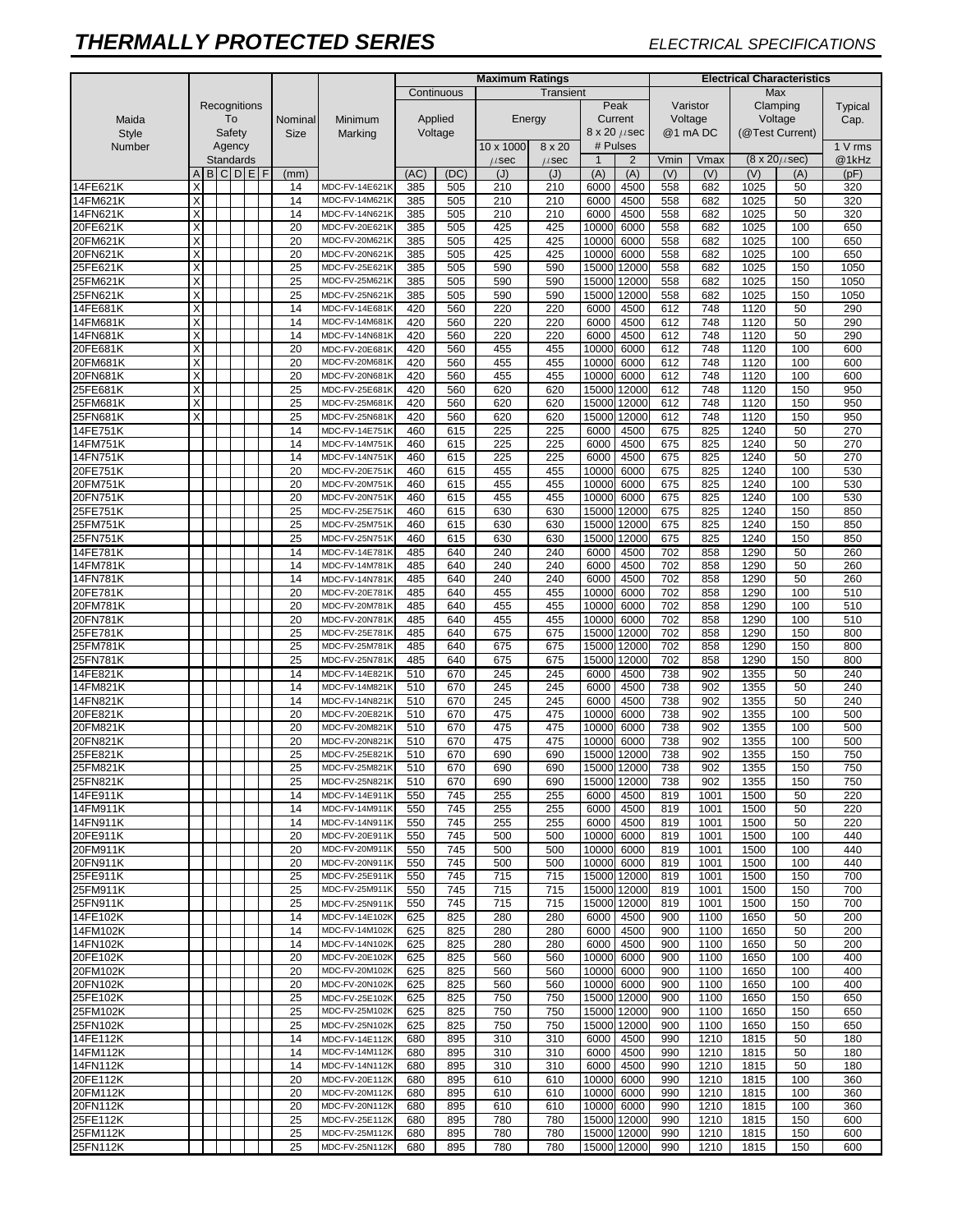# THERMALLY PROTECTED SERIES

*ELECTRICAL SPECIFICATIONS*

| Maida Style Number | Recognitions To Safety Agency Standards | | | | | | Nominal Size | Minimum Marking | Maximum Ratings | | | | | | Electrical Characteristics | | | | |
|---|---|---|---|---|---|---|---|---|---|---|---|---|---|---|---|---|---|---|---|
| | | | | | | | | | Continuous | | Transient | | | | | | | | |
| | | | | | | | | | Applied Voltage | | Energy | | Peak Current 8 x 20 μsec # Pulses | | Varistor Voltage @1 mA DC | | Max Clamping Voltage (@Test Current) | | Typical Cap. |
| | | | | | | | | | | | 10 x 1000 μsec | 8 x 20 μsec | 1 | 2 | | | (8 x 20 μsec) | | 1 V rms @1kHz |
| | A | B | C | D | E | F | (mm) | | (AC) | (DC) | (J) | (J) | (A) | (A) | Vmin (V) | Vmax (V) | (V) | (A) | (pF) |
| 14FE621K | X | | | | | | 14 | MDC-FV-14E621K | 385 | 505 | 210 | 210 | 6000 | 4500 | 558 | 682 | 1025 | 50 | 320 |
| 14FM621K | X | | | | | | 14 | MDC-FV-14M621K | 385 | 505 | 210 | 210 | 6000 | 4500 | 558 | 682 | 1025 | 50 | 320 |
| 14FN621K | X | | | | | | 14 | MDC-FV-14N621K | 385 | 505 | 210 | 210 | 6000 | 4500 | 558 | 682 | 1025 | 50 | 320 |
| 20FE621K | X | | | | | | 20 | MDC-FV-20E621K | 385 | 505 | 425 | 425 | 10000 | 6000 | 558 | 682 | 1025 | 100 | 650 |
| 20FM621K | X | | | | | | 20 | MDC-FV-20M621K | 385 | 505 | 425 | 425 | 10000 | 6000 | 558 | 682 | 1025 | 100 | 650 |
| 20FN621K | X | | | | | | 20 | MDC-FV-20N621K | 385 | 505 | 425 | 425 | 10000 | 6000 | 558 | 682 | 1025 | 100 | 650 |
| 25FE621K | X | | | | | | 25 | MDC-FV-25E621K | 385 | 505 | 590 | 590 | 15000 | 12000 | 558 | 682 | 1025 | 150 | 1050 |
| 25FM621K | X | | | | | | 25 | MDC-FV-25M621K | 385 | 505 | 590 | 590 | 15000 | 12000 | 558 | 682 | 1025 | 150 | 1050 |
| 25FN621K | X | | | | | | 25 | MDC-FV-25N621K | 385 | 505 | 590 | 590 | 15000 | 12000 | 558 | 682 | 1025 | 150 | 1050 |
| 14FE681K | X | | | | | | 14 | MDC-FV-14E681K | 420 | 560 | 220 | 220 | 6000 | 4500 | 612 | 748 | 1120 | 50 | 290 |
| 14FM681K | X | | | | | | 14 | MDC-FV-14M681K | 420 | 560 | 220 | 220 | 6000 | 4500 | 612 | 748 | 1120 | 50 | 290 |
| 14FN681K | X | | | | | | 14 | MDC-FV-14N681K | 420 | 560 | 220 | 220 | 6000 | 4500 | 612 | 748 | 1120 | 50 | 290 |
| 20FE681K | X | | | | | | 20 | MDC-FV-20E681K | 420 | 560 | 455 | 455 | 10000 | 6000 | 612 | 748 | 1120 | 100 | 600 |
| 20FM681K | X | | | | | | 20 | MDC-FV-20M681K | 420 | 560 | 455 | 455 | 10000 | 6000 | 612 | 748 | 1120 | 100 | 600 |
| 20FN681K | X | | | | | | 20 | MDC-FV-20N681K | 420 | 560 | 455 | 455 | 10000 | 6000 | 612 | 748 | 1120 | 100 | 600 |
| 25FE681K | X | | | | | | 25 | MDC-FV-25E681K | 420 | 560 | 620 | 620 | 15000 | 12000 | 612 | 748 | 1120 | 150 | 950 |
| 25FM681K | X | | | | | | 25 | MDC-FV-25M681K | 420 | 560 | 620 | 620 | 15000 | 12000 | 612 | 748 | 1120 | 150 | 950 |
| 25FN681K | X | | | | | | 25 | MDC-FV-25N681K | 420 | 560 | 620 | 620 | 15000 | 12000 | 612 | 748 | 1120 | 150 | 950 |
| 14FE751K | | | | | | | 14 | MDC-FV-14E751K | 460 | 615 | 225 | 225 | 6000 | 4500 | 675 | 825 | 1240 | 50 | 270 |
| 14FM751K | | | | | | | 14 | MDC-FV-14M751K | 460 | 615 | 225 | 225 | 6000 | 4500 | 675 | 825 | 1240 | 50 | 270 |
| 14FN751K | | | | | | | 14 | MDC-FV-14N751K | 460 | 615 | 225 | 225 | 6000 | 4500 | 675 | 825 | 1240 | 50 | 270 |
| 20FE751K | | | | | | | 20 | MDC-FV-20E751K | 460 | 615 | 455 | 455 | 10000 | 6000 | 675 | 825 | 1240 | 100 | 530 |
| 20FM751K | | | | | | | 20 | MDC-FV-20M751K | 460 | 615 | 455 | 455 | 10000 | 6000 | 675 | 825 | 1240 | 100 | 530 |
| 20FN751K | | | | | | | 20 | MDC-FV-20N751K | 460 | 615 | 455 | 455 | 10000 | 6000 | 675 | 825 | 1240 | 100 | 530 |
| 25FE751K | | | | | | | 25 | MDC-FV-25E751K | 460 | 615 | 630 | 630 | 15000 | 12000 | 675 | 825 | 1240 | 150 | 850 |
| 25FM751K | | | | | | | 25 | MDC-FV-25M751K | 460 | 615 | 630 | 630 | 15000 | 12000 | 675 | 825 | 1240 | 150 | 850 |
| 25FN751K | | | | | | | 25 | MDC-FV-25N751K | 460 | 615 | 630 | 630 | 15000 | 12000 | 675 | 825 | 1240 | 150 | 850 |
| 14FE781K | | | | | | | 14 | MDC-FV-14E781K | 485 | 640 | 240 | 240 | 6000 | 4500 | 702 | 858 | 1290 | 50 | 260 |
| 14FM781K | | | | | | | 14 | MDC-FV-14M781K | 485 | 640 | 240 | 240 | 6000 | 4500 | 702 | 858 | 1290 | 50 | 260 |
| 14FN781K | | | | | | | 14 | MDC-FV-14N781K | 485 | 640 | 240 | 240 | 6000 | 4500 | 702 | 858 | 1290 | 50 | 260 |
| 20FE781K | | | | | | | 20 | MDC-FV-20E781K | 485 | 640 | 455 | 455 | 10000 | 6000 | 702 | 858 | 1290 | 100 | 510 |
| 20FM781K | | | | | | | 20 | MDC-FV-20M781K | 485 | 640 | 455 | 455 | 10000 | 6000 | 702 | 858 | 1290 | 100 | 510 |
| 20FN781K | | | | | | | 20 | MDC-FV-20N781K | 485 | 640 | 455 | 455 | 10000 | 6000 | 702 | 858 | 1290 | 100 | 510 |
| 25FE781K | | | | | | | 25 | MDC-FV-25E781K | 485 | 640 | 675 | 675 | 15000 | 12000 | 702 | 858 | 1290 | 150 | 800 |
| 25FM781K | | | | | | | 25 | MDC-FV-25M781K | 485 | 640 | 675 | 675 | 15000 | 12000 | 702 | 858 | 1290 | 150 | 800 |
| 25FN781K | | | | | | | 25 | MDC-FV-25N781K | 485 | 640 | 675 | 675 | 15000 | 12000 | 702 | 858 | 1290 | 150 | 800 |
| 14FE821K | | | | | | | 14 | MDC-FV-14E821K | 510 | 670 | 245 | 245 | 6000 | 4500 | 738 | 902 | 1355 | 50 | 240 |
| 14FM821K | | | | | | | 14 | MDC-FV-14M821K | 510 | 670 | 245 | 245 | 6000 | 4500 | 738 | 902 | 1355 | 50 | 240 |
| 14FN821K | | | | | | | 14 | MDC-FV-14N821K | 510 | 670 | 245 | 245 | 6000 | 4500 | 738 | 902 | 1355 | 50 | 240 |
| 20FE821K | | | | | | | 20 | MDC-FV-20E821K | 510 | 670 | 475 | 475 | 10000 | 6000 | 738 | 902 | 1355 | 100 | 500 |
| 20FM821K | | | | | | | 20 | MDC-FV-20M821K | 510 | 670 | 475 | 475 | 10000 | 6000 | 738 | 902 | 1355 | 100 | 500 |
| 20FN821K | | | | | | | 20 | MDC-FV-20N821K | 510 | 670 | 475 | 475 | 10000 | 6000 | 738 | 902 | 1355 | 100 | 500 |
| 25FE821K | | | | | | | 25 | MDC-FV-25E821K | 510 | 670 | 690 | 690 | 15000 | 12000 | 738 | 902 | 1355 | 150 | 750 |
| 25FM821K | | | | | | | 25 | MDC-FV-25M821K | 510 | 670 | 690 | 690 | 15000 | 12000 | 738 | 902 | 1355 | 150 | 750 |
| 25FN821K | | | | | | | 25 | MDC-FV-25N821K | 510 | 670 | 690 | 690 | 15000 | 12000 | 738 | 902 | 1355 | 150 | 750 |
| 14FE911K | | | | | | | 14 | MDC-FV-14E911K | 550 | 745 | 255 | 255 | 6000 | 4500 | 819 | 1001 | 1500 | 50 | 220 |
| 14FM911K | | | | | | | 14 | MDC-FV-14M911K | 550 | 745 | 255 | 255 | 6000 | 4500 | 819 | 1001 | 1500 | 50 | 220 |
| 14FN911K | | | | | | | 14 | MDC-FV-14N911K | 550 | 745 | 255 | 255 | 6000 | 4500 | 819 | 1001 | 1500 | 50 | 220 |
| 20FE911K | | | | | | | 20 | MDC-FV-20E911K | 550 | 745 | 500 | 500 | 10000 | 6000 | 819 | 1001 | 1500 | 100 | 440 |
| 20FM911K | | | | | | | 20 | MDC-FV-20M911K | 550 | 745 | 500 | 500 | 10000 | 6000 | 819 | 1001 | 1500 | 100 | 440 |
| 20FN911K | | | | | | | 20 | MDC-FV-20N911K | 550 | 745 | 500 | 500 | 10000 | 6000 | 819 | 1001 | 1500 | 100 | 440 |
| 25FE911K | | | | | | | 25 | MDC-FV-25E911K | 550 | 745 | 715 | 715 | 15000 | 12000 | 819 | 1001 | 1500 | 150 | 700 |
| 25FM911K | | | | | | | 25 | MDC-FV-25M911K | 550 | 745 | 715 | 715 | 15000 | 12000 | 819 | 1001 | 1500 | 150 | 700 |
| 25FN911K | | | | | | | 25 | MDC-FV-25N911K | 550 | 745 | 715 | 715 | 15000 | 12000 | 819 | 1001 | 1500 | 150 | 700 |
| 14FE102K | | | | | | | 14 | MDC-FV-14E102K | 625 | 825 | 280 | 280 | 6000 | 4500 | 900 | 1100 | 1650 | 50 | 200 |
| 14FM102K | | | | | | | 14 | MDC-FV-14M102K | 625 | 825 | 280 | 280 | 6000 | 4500 | 900 | 1100 | 1650 | 50 | 200 |
| 14FN102K | | | | | | | 14 | MDC-FV-14N102K | 625 | 825 | 280 | 280 | 6000 | 4500 | 900 | 1100 | 1650 | 50 | 200 |
| 20FE102K | | | | | | | 20 | MDC-FV-20E102K | 625 | 825 | 560 | 560 | 10000 | 6000 | 900 | 1100 | 1650 | 100 | 400 |
| 20FM102K | | | | | | | 20 | MDC-FV-20M102K | 625 | 825 | 560 | 560 | 10000 | 6000 | 900 | 1100 | 1650 | 100 | 400 |
| 20FN102K | | | | | | | 20 | MDC-FV-20N102K | 625 | 825 | 560 | 560 | 10000 | 6000 | 900 | 1100 | 1650 | 100 | 400 |
| 25FE102K | | | | | | | 25 | MDC-FV-25E102K | 625 | 825 | 750 | 750 | 15000 | 12000 | 900 | 1100 | 1650 | 150 | 650 |
| 25FM102K | | | | | | | 25 | MDC-FV-25M102K | 625 | 825 | 750 | 750 | 15000 | 12000 | 900 | 1100 | 1650 | 150 | 650 |
| 25FN102K | | | | | | | 25 | MDC-FV-25N102K | 625 | 825 | 750 | 750 | 15000 | 12000 | 900 | 1100 | 1650 | 150 | 650 |
| 14FE112K | | | | | | | 14 | MDC-FV-14E112K | 680 | 895 | 310 | 310 | 6000 | 4500 | 990 | 1210 | 1815 | 50 | 180 |
| 14FM112K | | | | | | | 14 | MDC-FV-14M112K | 680 | 895 | 310 | 310 | 6000 | 4500 | 990 | 1210 | 1815 | 50 | 180 |
| 14FN112K | | | | | | | 14 | MDC-FV-14N112K | 680 | 895 | 310 | 310 | 6000 | 4500 | 990 | 1210 | 1815 | 50 | 180 |
| 20FE112K | | | | | | | 20 | MDC-FV-20E112K | 680 | 895 | 610 | 610 | 10000 | 6000 | 990 | 1210 | 1815 | 100 | 360 |
| 20FM112K | | | | | | | 20 | MDC-FV-20M112K | 680 | 895 | 610 | 610 | 10000 | 6000 | 990 | 1210 | 1815 | 100 | 360 |
| 20FN112K | | | | | | | 20 | MDC-FV-20N112K | 680 | 895 | 610 | 610 | 10000 | 6000 | 990 | 1210 | 1815 | 100 | 360 |
| 25FE112K | | | | | | | 25 | MDC-FV-25E112K | 680 | 895 | 780 | 780 | 15000 | 12000 | 990 | 1210 | 1815 | 150 | 600 |
| 25FM112K | | | | | | | 25 | MDC-FV-25M112K | 680 | 895 | 780 | 780 | 15000 | 12000 | 990 | 1210 | 1815 | 150 | 600 |
| 25FN112K | | | | | | | 25 | MDC-FV-25N112K | 680 | 895 | 780 | 780 | 15000 | 12000 | 990 | 1210 | 1815 | 150 | 600 |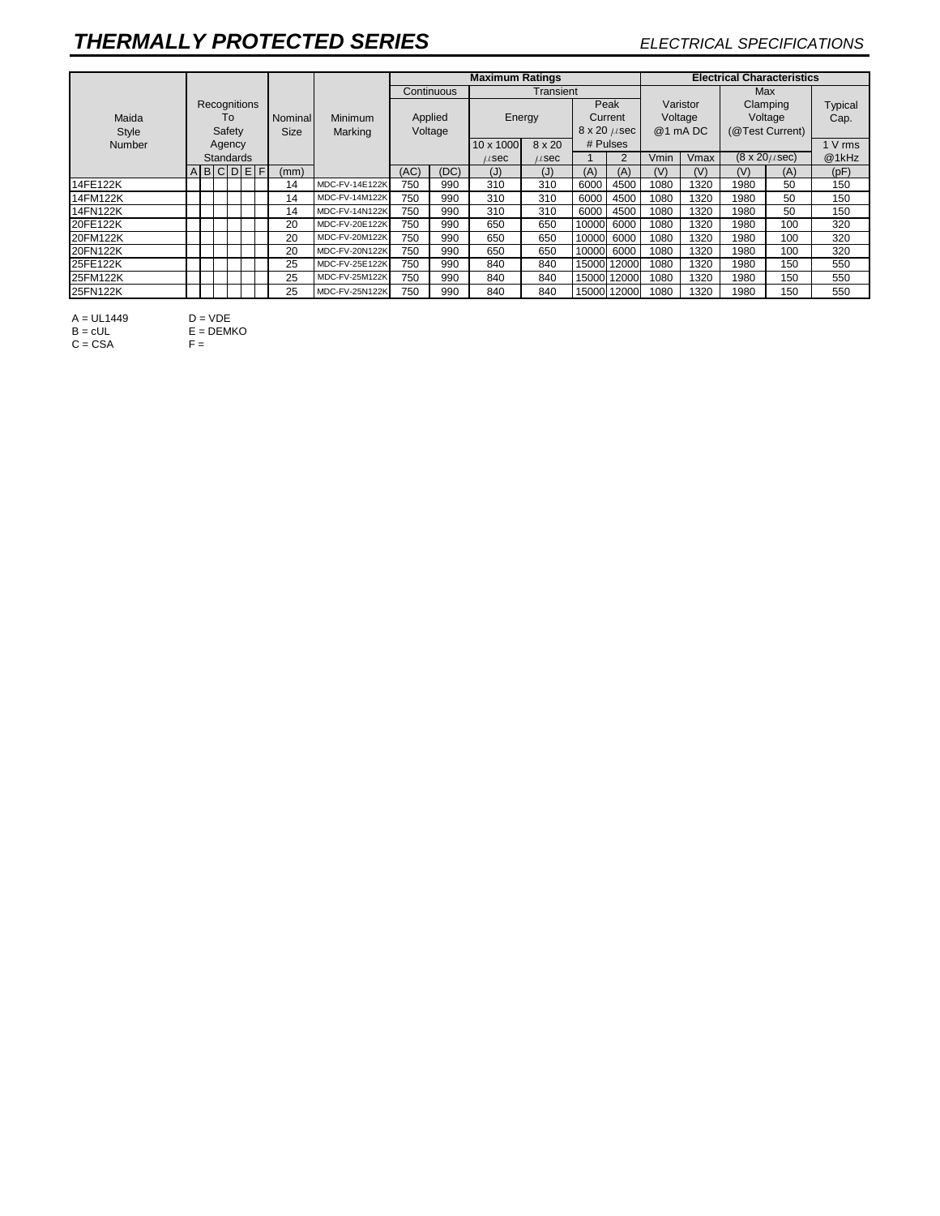# *THERMALLY PROTECTED SERIES*

*ELECTRICAL SPECIFICATIONS*

| Maida Style Number | Recognitions To Safety Agency Standards | | | | | | Nominal Size | Minimum Marking | Maximum Ratings | | | | | | Electrical Characteristics | | | | |
|---|---|---|---|---|---|---|---|---|---|---|---|---|---|---|---|---|---|---|---|
| | | | | | | | | | Continuous | | Transient | | | | | | Max | | |
| | | | | | | | | | Applied Voltage | | Energy | | Peak Current 8 x 20 μsec # Pulses | | Varistor Voltage @1 mA DC | | Clamping Voltage (@Test Current) (8 x 20 μsec) | | Typical Cap. 1 V rms @1kHz |
| | | | | | | | | | | | 10 x 1000 μsec | 8 x 20 μsec | 1 | 2 | | | | | |
| | A | B | C | D | E | F | (mm) | | (AC) | (DC) | (J) | (J) | (A) | (A) | Vmin (V) | Vmax (V) | (V) | (A) | (pF) |
| 14FE122K | | | | | | | 14 | MDC-FV-14E122K | 750 | 990 | 310 | 310 | 6000 | 4500 | 1080 | 1320 | 1980 | 50 | 150 |
| 14FM122K | | | | | | | 14 | MDC-FV-14M122K | 750 | 990 | 310 | 310 | 6000 | 4500 | 1080 | 1320 | 1980 | 50 | 150 |
| 14FN122K | | | | | | | 14 | MDC-FV-14N122K | 750 | 990 | 310 | 310 | 6000 | 4500 | 1080 | 1320 | 1980 | 50 | 150 |
| 20FE122K | | | | | | | 20 | MDC-FV-20E122K | 750 | 990 | 650 | 650 | 10000 | 6000 | 1080 | 1320 | 1980 | 100 | 320 |
| 20FM122K | | | | | | | 20 | MDC-FV-20M122K | 750 | 990 | 650 | 650 | 10000 | 6000 | 1080 | 1320 | 1980 | 100 | 320 |
| 20FN122K | | | | | | | 20 | MDC-FV-20N122K | 750 | 990 | 650 | 650 | 10000 | 6000 | 1080 | 1320 | 1980 | 100 | 320 |
| 25FE122K | | | | | | | 25 | MDC-FV-25E122K | 750 | 990 | 840 | 840 | 15000 | 12000 | 1080 | 1320 | 1980 | 150 | 550 |
| 25FM122K | | | | | | | 25 | MDC-FV-25M122K | 750 | 990 | 840 | 840 | 15000 | 12000 | 1080 | 1320 | 1980 | 150 | 550 |
| 25FN122K | | | | | | | 25 | MDC-FV-25N122K | 750 | 990 | 840 | 840 | 15000 | 12000 | 1080 | 1320 | 1980 | 150 | 550 |

A = UL1449
B = cUL
C = CSA
D = VDE
E = DEMKO
F =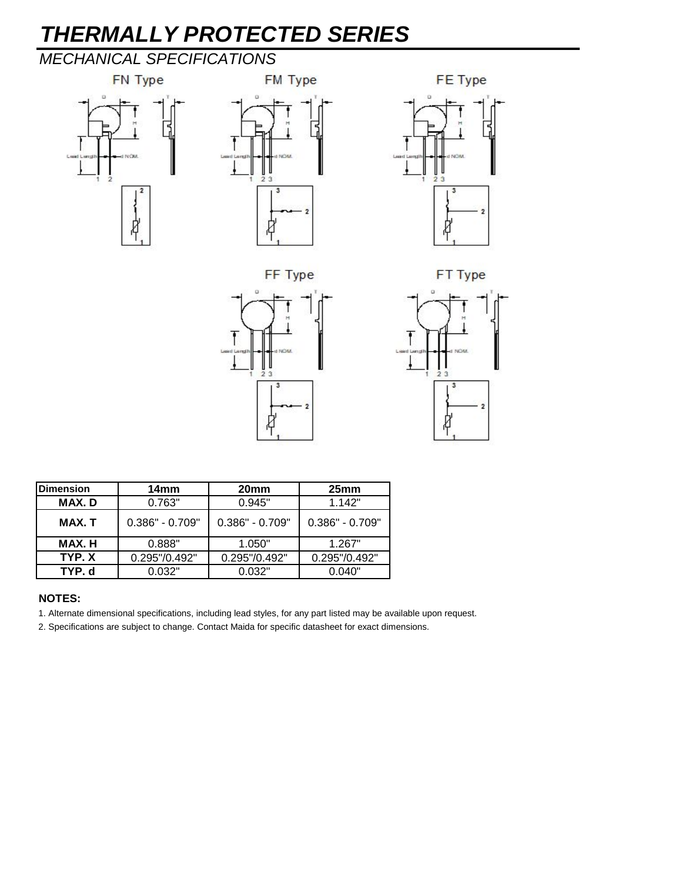# THERMALLY PROTECTED SERIES

*MECHANICAL SPECIFICATIONS*

FN Type

FM Type

FE Type

FF Type

FT Type

| Dimension | 14mm | 20mm | 25mm |
|---|---|---|---|
| MAX. D | 0.763" | 0.945" | 1.142" |
| MAX. T | 0.386" - 0.709" | 0.386" - 0.709" | 0.386" - 0.709" |
| MAX. H | 0.888" | 1.050" | 1.267" |
| TYP. X | 0.295"/0.492" | 0.295"/0.492" | 0.295"/0.492" |
| TYP. d | 0.032" | 0.032" | 0.040" |

**NOTES:**

1. Alternate dimensional specifications, including lead styles, for any part listed may be available upon request.
2. Specifications are subject to change. Contact Maida for specific datasheet for exact dimensions.